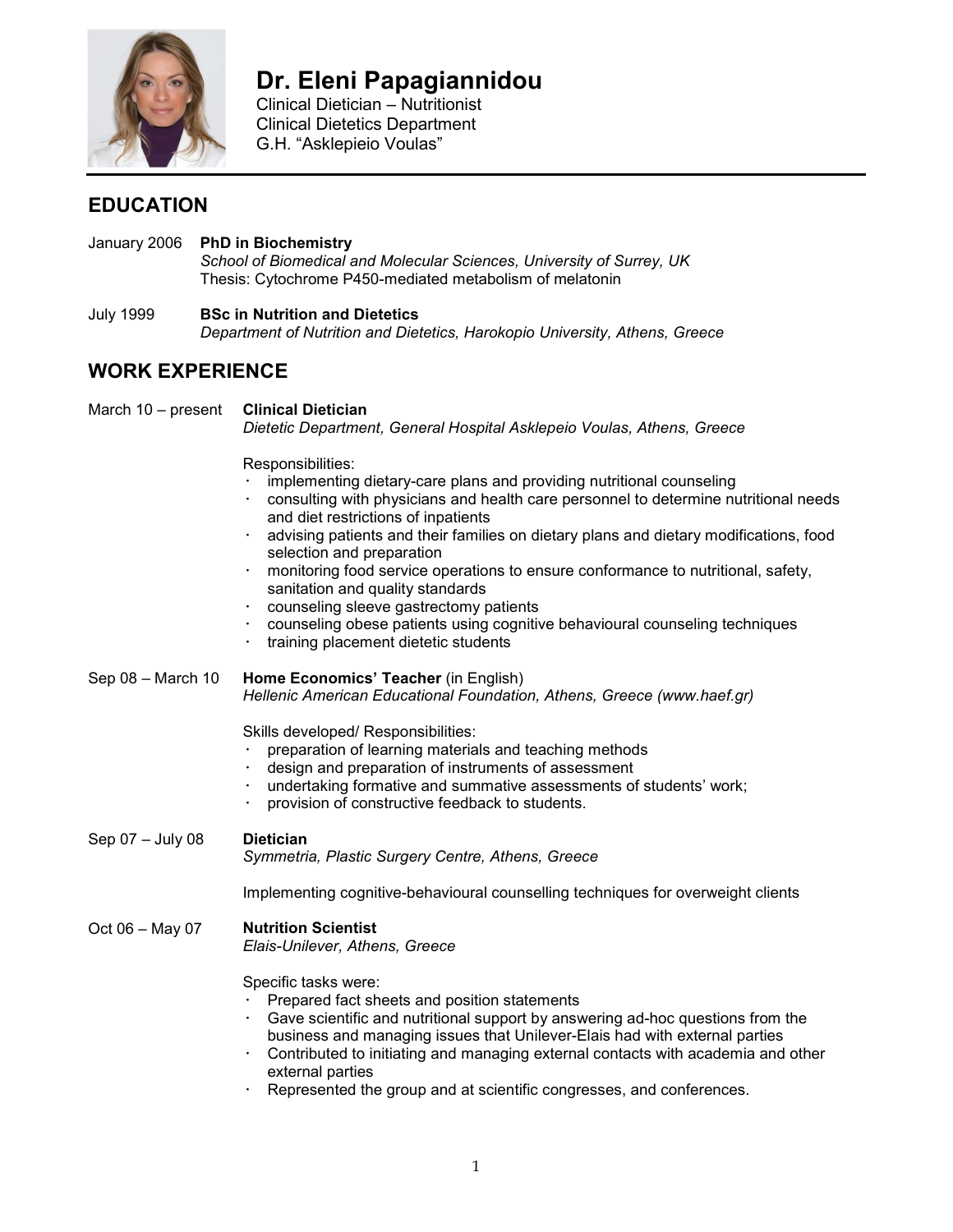# Dr. Eleni Papagiannidou

Clinical Dietician – Nutritionist
Clinical Dietetics Department
G.H. “Asklepieio Voulas”

## EDUCATION

January 2006 **PhD in Biochemistry**
*School of Biomedical and Molecular Sciences, University of Surrey, UK*
Thesis: Cytochrome P450-mediated metabolism of melatonin

July 1999 **BSc in Nutrition and Dietetics**
*Department of Nutrition and Dietetics, Harokopio University, Athens, Greece*

## WORK EXPERIENCE

March 10 – present **Clinical Dietician**
*Dietetic Department, General Hospital Asklepeio Voulas, Athens, Greece*

Responsibilities:

- implementing dietary-care plans and providing nutritional counseling
- consulting with physicians and health care personnel to determine nutritional needs and diet restrictions of inpatients
- advising patients and their families on dietary plans and dietary modifications, food selection and preparation
- monitoring food service operations to ensure conformance to nutritional, safety, sanitation and quality standards
- counseling sleeve gastrectomy patients
- counseling obese patients using cognitive behavioural counseling techniques
- training placement dietetic students

Sep 08 – March 10 **Home Economics’ Teacher** (in English)
*Hellenic American Educational Foundation, Athens, Greece (www.haef.gr)*

Skills developed/ Responsibilities:

- preparation of learning materials and teaching methods
- design and preparation of instruments of assessment
- undertaking formative and summative assessments of students’ work;
- provision of constructive feedback to students.

Sep 07 – July 08 **Dietician**
*Symmetria, Plastic Surgery Centre, Athens, Greece*

Implementing cognitive-behavioural counselling techniques for overweight clients

Oct 06 – May 07 **Nutrition Scientist**
*Elais-Unilever, Athens, Greece*

Specific tasks were:

- Prepared fact sheets and position statements
- Gave scientific and nutritional support by answering ad-hoc questions from the business and managing issues that Unilever-Elais had with external parties
- Contributed to initiating and managing external contacts with academia and other external parties
- Represented the group and at scientific congresses, and conferences.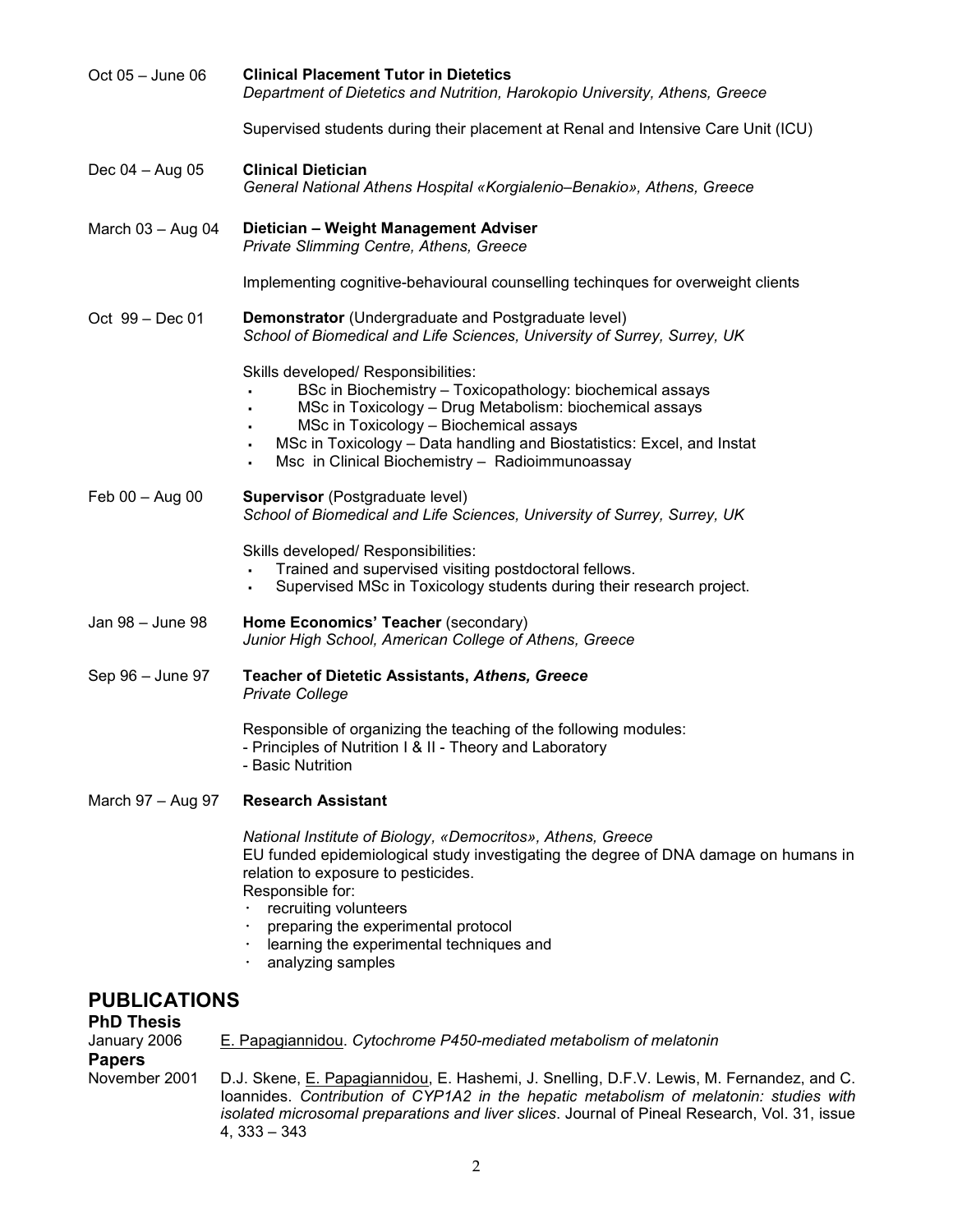Oct 05 – June 06 **Clinical Placement Tutor in Dietetics**
*Department of Dietetics and Nutrition, Harokopio University, Athens, Greece*

Supervised students during their placement at Renal and Intensive Care Unit (ICU)

Dec 04 – Aug 05 **Clinical Dietician**
*General National Athens Hospital «Korgialenio–Benakio», Athens, Greece*

March 03 – Aug 04 **Dietician – Weight Management Adviser**
*Private Slimming Centre, Athens, Greece*

Implementing cognitive-behavioural counselling techinques for overweight clients

Oct 99 – Dec 01 **Demonstrator** (Undergraduate and Postgraduate level)
*School of Biomedical and Life Sciences, University of Surrey, Surrey, UK*

Skills developed/ Responsibilities:

- BSc in Biochemistry – Toxicopathology: biochemical assays
- MSc in Toxicology – Drug Metabolism: biochemical assays
- MSc in Toxicology – Biochemical assays
- MSc in Toxicology – Data handling and Biostatistics: Excel, and Instat
- Msc in Clinical Biochemistry – Radioimmunoassay

Feb 00 – Aug 00 **Supervisor** (Postgraduate level)
*School of Biomedical and Life Sciences, University of Surrey, Surrey, UK*

Skills developed/ Responsibilities:

- Trained and supervised visiting postdoctoral fellows.
- Supervised MSc in Toxicology students during their research project.

Jan 98 – June 98 **Home Economics' Teacher** (secondary)
*Junior High School, American College of Athens, Greece*

Sep 96 – June 97 **Teacher of Dietetic Assistants, *Athens, Greece***
*Private College*

Responsible of organizing the teaching of the following modules:
- Principles of Nutrition I & II - Theory and Laboratory
- Basic Nutrition

March 97 – Aug 97 **Research Assistant**

*National Institute of Biology, «Democritos», Athens, Greece*
EU funded epidemiological study investigating the degree of DNA damage on humans in relation to exposure to pesticides.
Responsible for:

- recruiting volunteers
- preparing the experimental protocol
- learning the experimental techniques and
- analyzing samples

## PUBLICATIONS

### PhD Thesis

January 2006 E. Papagiannidou. *Cytochrome P450-mediated metabolism of melatonin*

### Papers

November 2001 D.J. Skene, E. Papagiannidou, E. Hashemi, J. Snelling, D.F.V. Lewis, M. Fernandez, and C. Ioannides. *Contribution of CYP1A2 in the hepatic metabolism of melatonin: studies with isolated microsomal preparations and liver slices*. Journal of Pineal Research, Vol. 31, issue 4, 333 – 343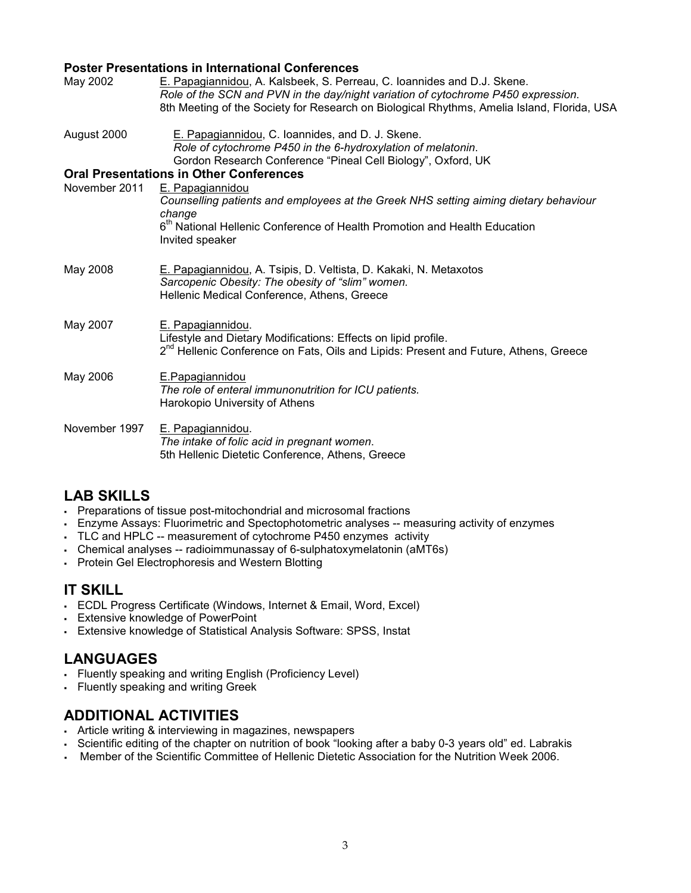**Poster Presentations in International Conferences**

May 2002 — E. Papagiannidou, A. Kalsbeek, S. Perreau, C. Ioannides and D.J. Skene.
*Role of the SCN and PVN in the day/night variation of cytochrome P450 expression.*
8th Meeting of the Society for Research on Biological Rhythms, Amelia Island, Florida, USA

August 2000 — E. Papagiannidou, C. Ioannides, and D. J. Skene.
*Role of cytochrome P450 in the 6-hydroxylation of melatonin.*
Gordon Research Conference "Pineal Cell Biology", Oxford, UK

**Oral Presentations in Other Conferences**

November 2011 — E. Papagiannidou
*Counselling patients and employees at the Greek NHS setting aiming dietary behaviour change*
6th National Hellenic Conference of Health Promotion and Health Education
Invited speaker

May 2008 — E. Papagiannidou, A. Tsipis, D. Veltista, D. Kakaki, N. Metaxotos
*Sarcopenic Obesity: The obesity of "slim" women.*
Hellenic Medical Conference, Athens, Greece

May 2007 — E. Papagiannidou.
Lifestyle and Dietary Modifications: Effects on lipid profile.
2nd Hellenic Conference on Fats, Oils and Lipids: Present and Future, Athens, Greece

May 2006 — E.Papagiannidou
*The role of enteral immunonutrition for ICU patients.*
Harokopio University of Athens

November 1997 — E. Papagiannidou.
*The intake of folic acid in pregnant women.*
5th Hellenic Dietetic Conference, Athens, Greece

## LAB SKILLS

- Preparations of tissue post-mitochondrial and microsomal fractions
- Enzyme Assays: Fluorimetric and Spectophotometric analyses -- measuring activity of enzymes
- TLC and HPLC -- measurement of cytochrome P450 enzymes activity
- Chemical analyses -- radioimmunassay of 6-sulphatoxymelatonin (aMT6s)
- Protein Gel Electrophoresis and Western Blotting

## IT SKILL

- ECDL Progress Certificate (Windows, Internet & Email, Word, Excel)
- Extensive knowledge of PowerPoint
- Extensive knowledge of Statistical Analysis Software: SPSS, Instat

## LANGUAGES

- Fluently speaking and writing English (Proficiency Level)
- Fluently speaking and writing Greek

## ADDITIONAL ACTIVITIES

- Article writing & interviewing in magazines, newspapers
- Scientific editing of the chapter on nutrition of book "looking after a baby 0-3 years old" ed. Labrakis
- Member of the Scientific Committee of Hellenic Dietetic Association for the Nutrition Week 2006.